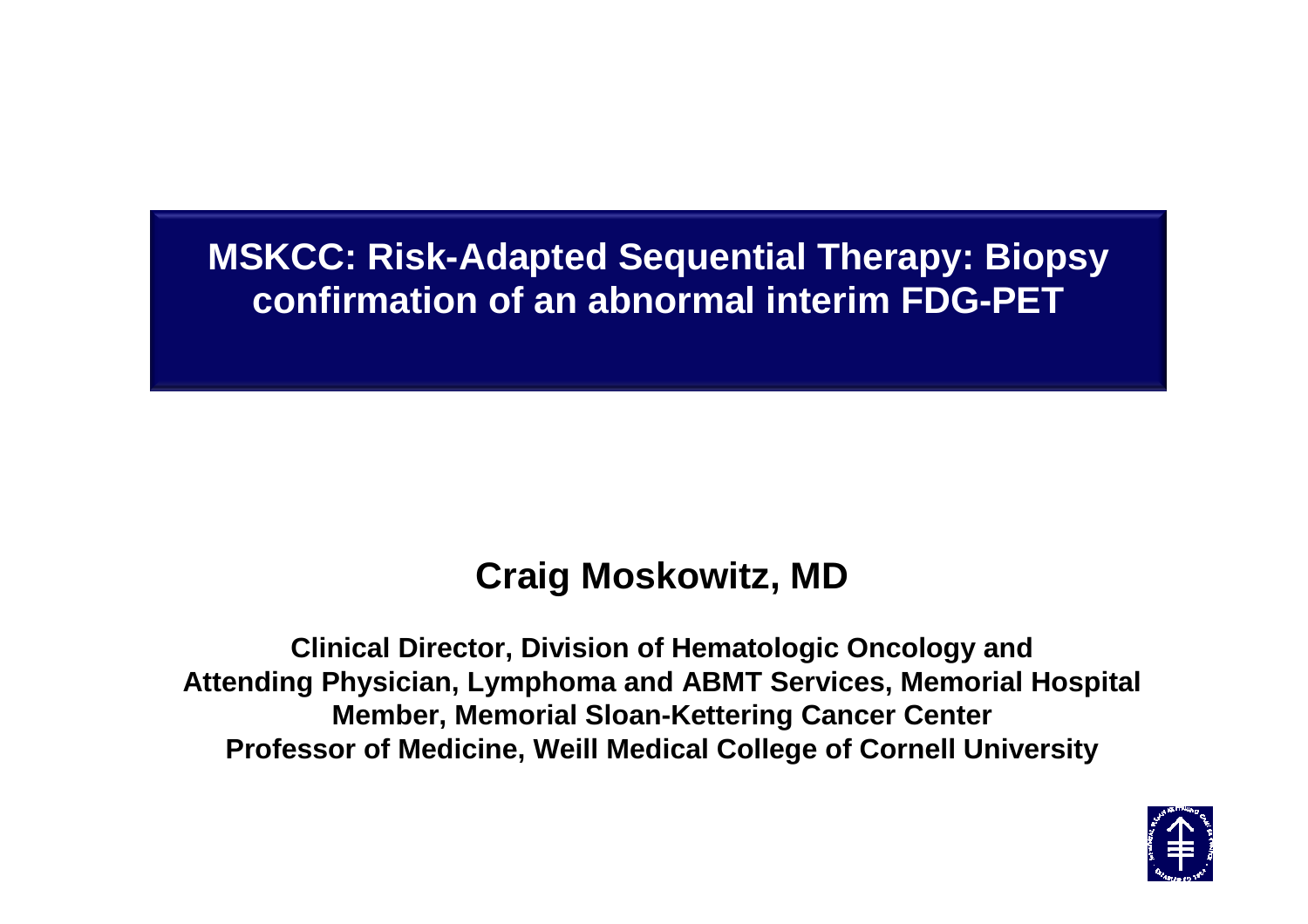# MSKCC: Risk-Adapted Sequential Therapy: Biopsy confirmation of an abnormal interim FDG-PET

## Craig Moskowitz, MD

**Clinical Director, Division of Hematologic Oncology and**
**Attending Physician, Lymphoma and ABMT Services, Memorial Hospital**
**Member, Memorial Sloan-Kettering Cancer Center**
**Professor of Medicine, Weill Medical College of Cornell University**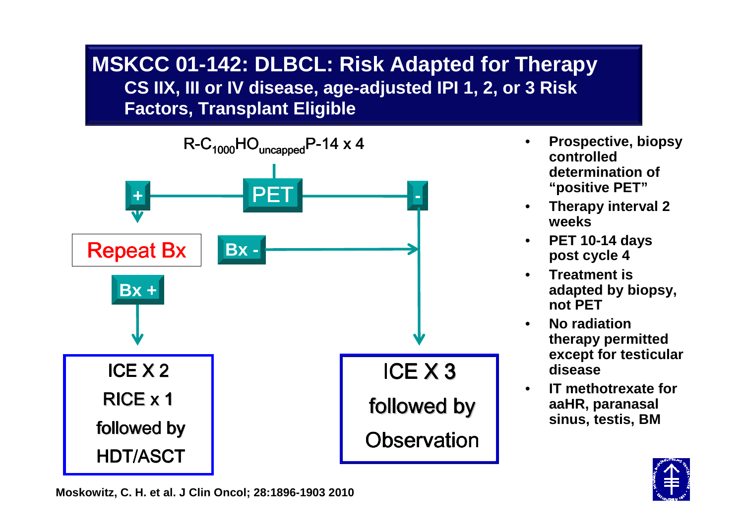# MSKCC 01-142: DLBCL: Risk Adapted for Therapy

## CS IIX, III or IV disease, age-adjusted IPI 1, 2, or 3 Risk Factors, Transplant Eligible

R-$C_{1000}$H$O_{uncapped}$P-14 x 4

PET

- **+** → Repeat Bx
  - **Bx +** → ICE X 2, RICE x 1, followed by HDT/ASCT
  - **Bx -** → ICE X 3 followed by Observation
- **-** → ICE X 3 followed by Observation

- **Prospective, biopsy controlled determination of "positive PET"**
- **Therapy interval 2 weeks**
- **PET 10-14 days post cycle 4**
- **Treatment is adapted by biopsy, not PET**
- **No radiation therapy permitted except for testicular disease**
- **IT methotrexate for aaHR, paranasal sinus, testis, BM**

**Moskowitz, C. H. et al. J Clin Oncol; 28:1896-1903 2010**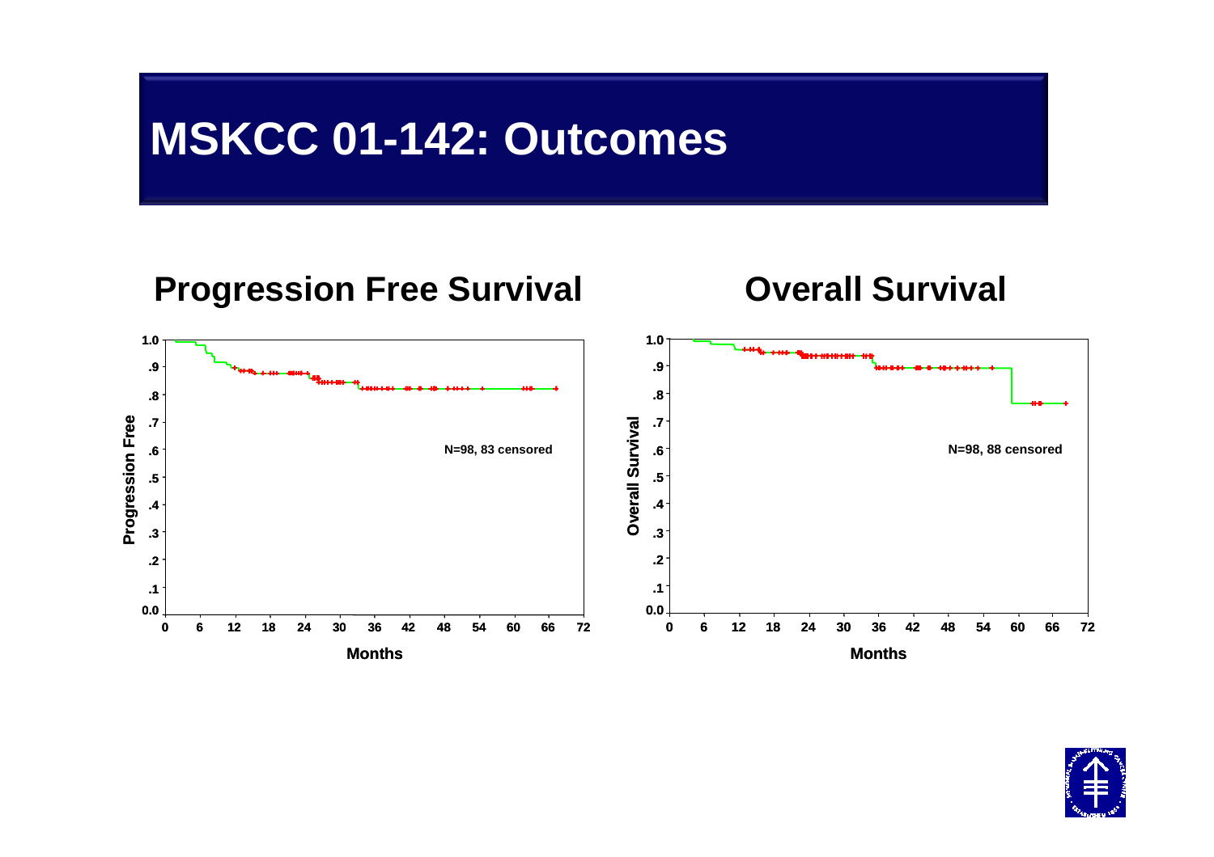# MSKCC 01-142: Outcomes

## Progression Free Survival

Progression Free

N=98, 83 censored

Months

## Overall Survival

Overall Survival

N=98, 88 censored

Months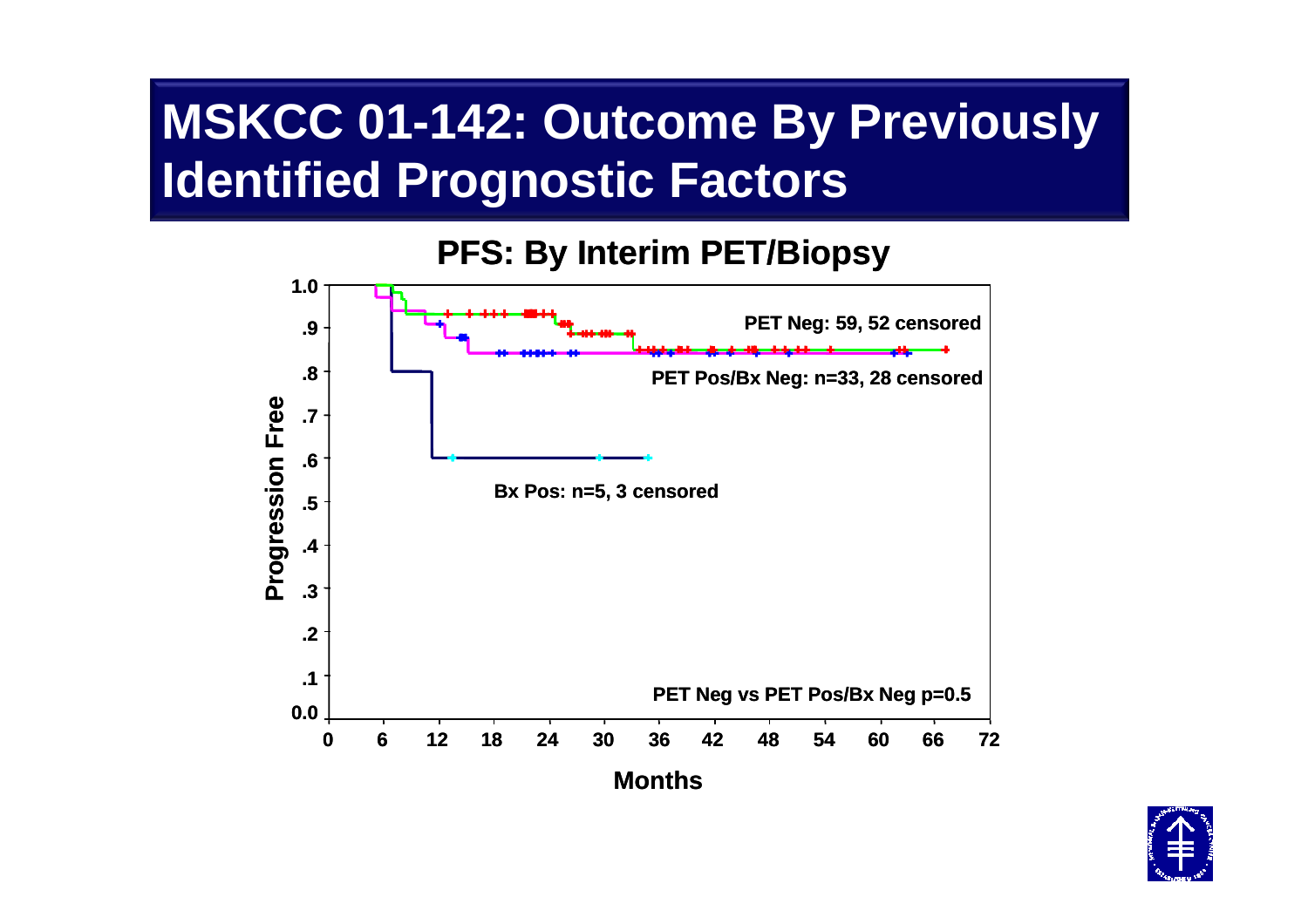# MSKCC 01-142: Outcome By Previously Identified Prognostic Factors

## PFS: By Interim PET/Biopsy

Progression Free

1.0
.9
.8
.7
.6
.5
.4
.3
.2
.1
0.0

0 6 12 18 24 30 36 42 48 54 60 66 72

Months

PET Neg: 59, 52 censored

PET Pos/Bx Neg: n=33, 28 censored

Bx Pos: n=5, 3 censored

PET Neg vs PET Pos/Bx Neg p=0.5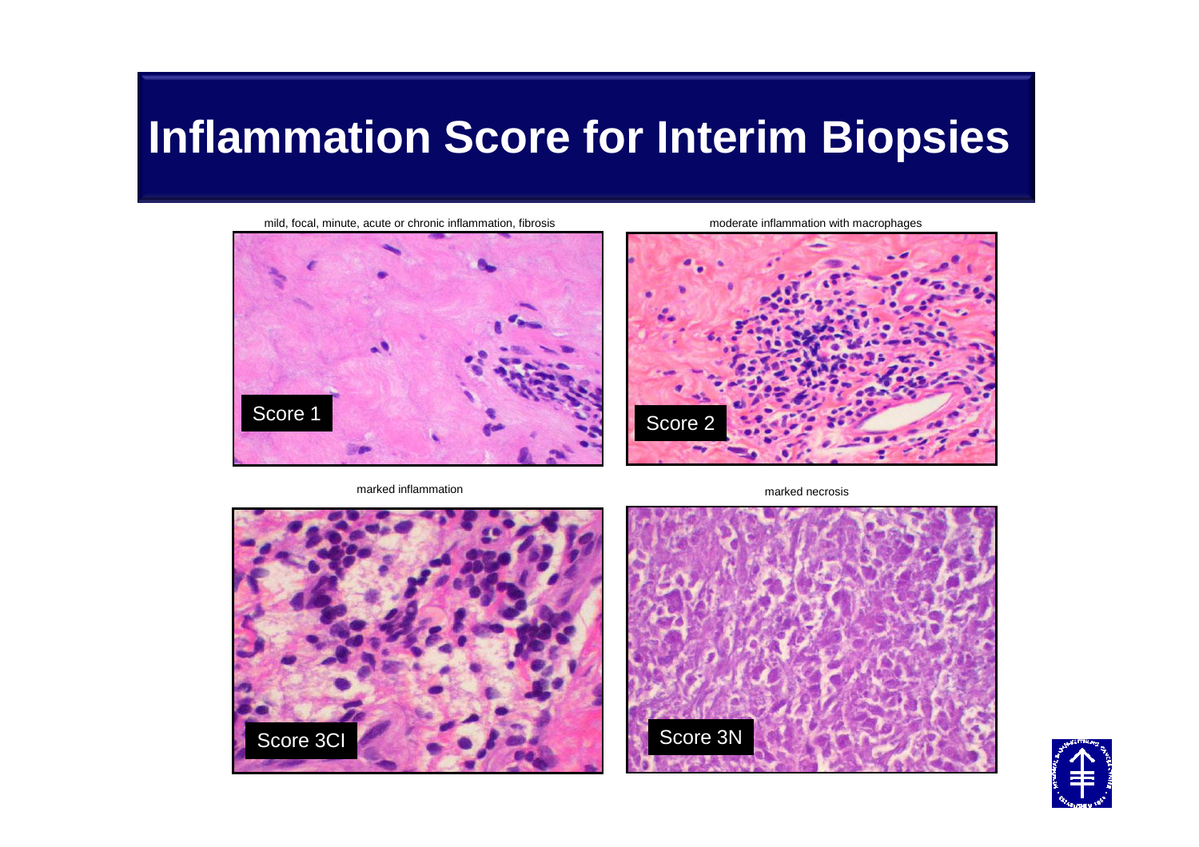# Inflammation Score for Interim Biopsies

mild, focal, minute, acute or chronic inflammation, fibrosis

Score 1

moderate inflammation with macrophages

Score 2

marked inflammation

Score 3CI

marked necrosis

Score 3N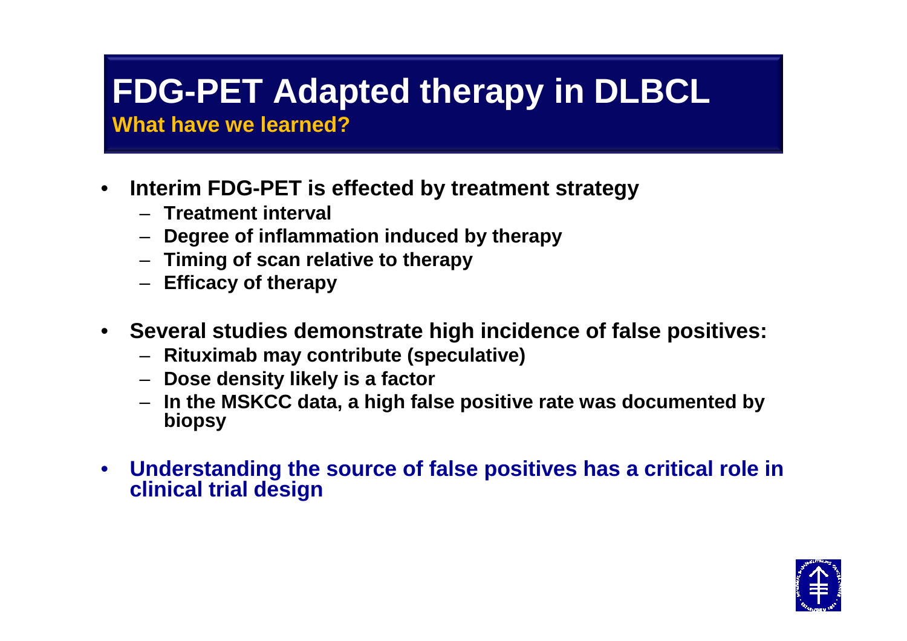# FDG-PET Adapted therapy in DLBCL

## What have we learned?

- **Interim FDG-PET is effected by treatment strategy**
  - **Treatment interval**
  - **Degree of inflammation induced by therapy**
  - **Timing of scan relative to therapy**
  - **Efficacy of therapy**
- **Several studies demonstrate high incidence of false positives:**
  - **Rituximab may contribute (speculative)**
  - **Dose density likely is a factor**
  - **In the MSKCC data, a high false positive rate was documented by biopsy**
- **Understanding the source of false positives has a critical role in clinical trial design**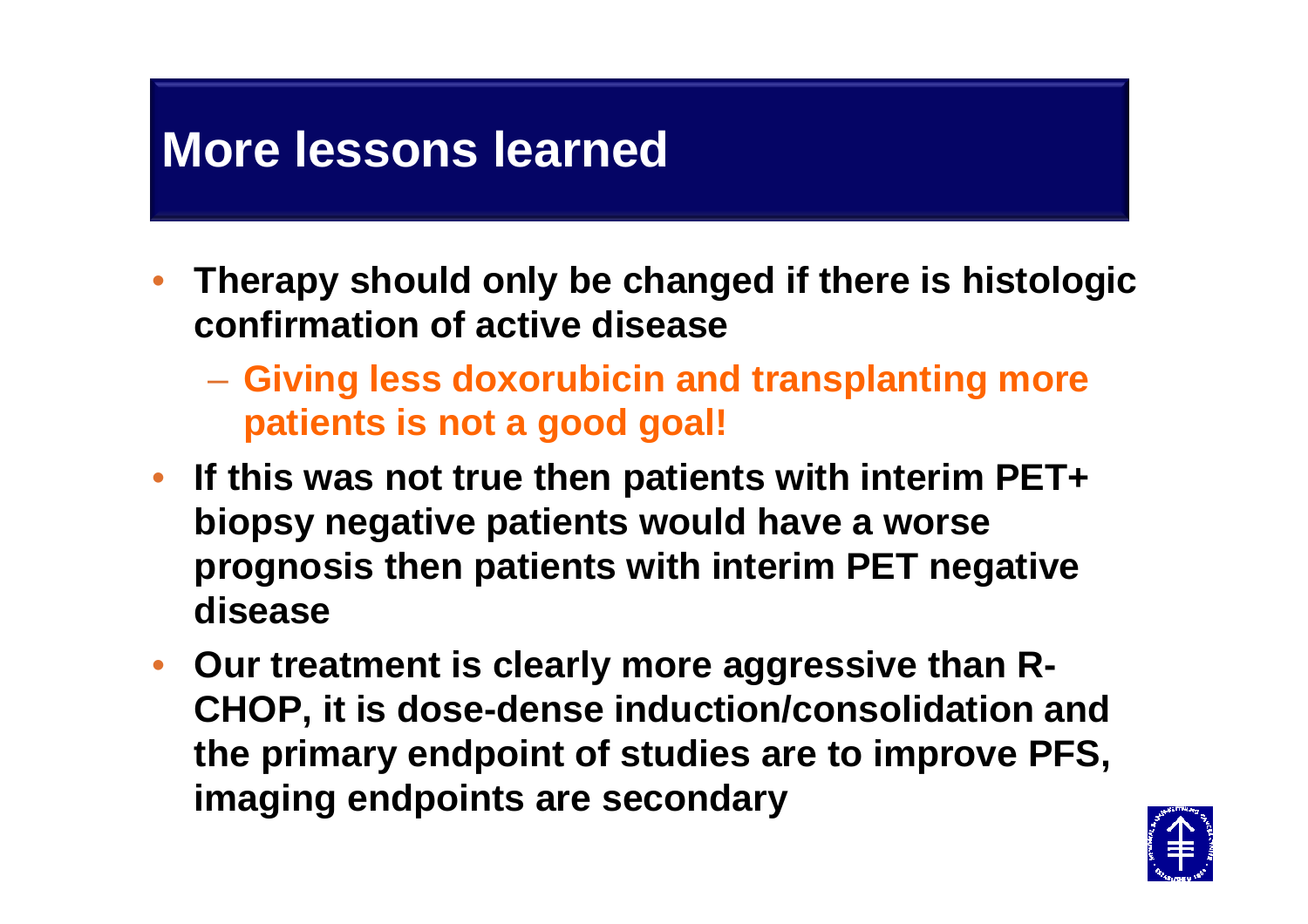# More lessons learned

- Therapy should only be changed if there is histologic confirmation of active disease
  - Giving less doxorubicin and transplanting more patients is not a good goal!
- If this was not true then patients with interim PET+ biopsy negative patients would have a worse prognosis then patients with interim PET negative disease
- Our treatment is clearly more aggressive than R-CHOP, it is dose-dense induction/consolidation and the primary endpoint of studies are to improve PFS, imaging endpoints are secondary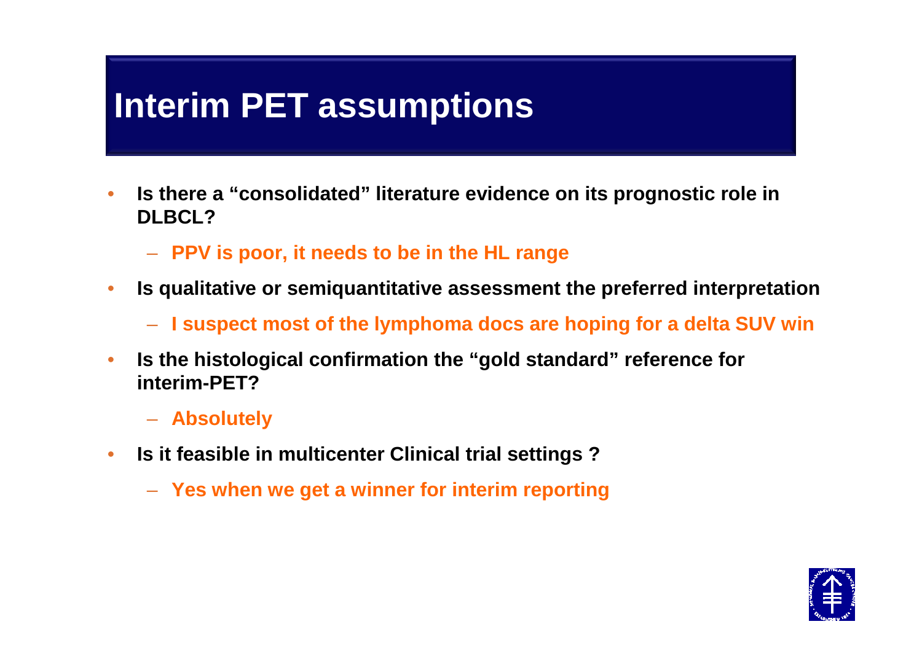# Interim PET assumptions

- **Is there a "consolidated" literature evidence on its prognostic role in DLBCL?**
  - **PPV is poor, it needs to be in the HL range**
- **Is qualitative or semiquantitative assessment the preferred interpretation**
  - **I suspect most of the lymphoma docs are hoping for a delta SUV win**
- **Is the histological confirmation the "gold standard" reference for interim-PET?**
  - **Absolutely**
- **Is it feasible in multicenter Clinical trial settings ?**
  - **Yes when we get a winner for interim reporting**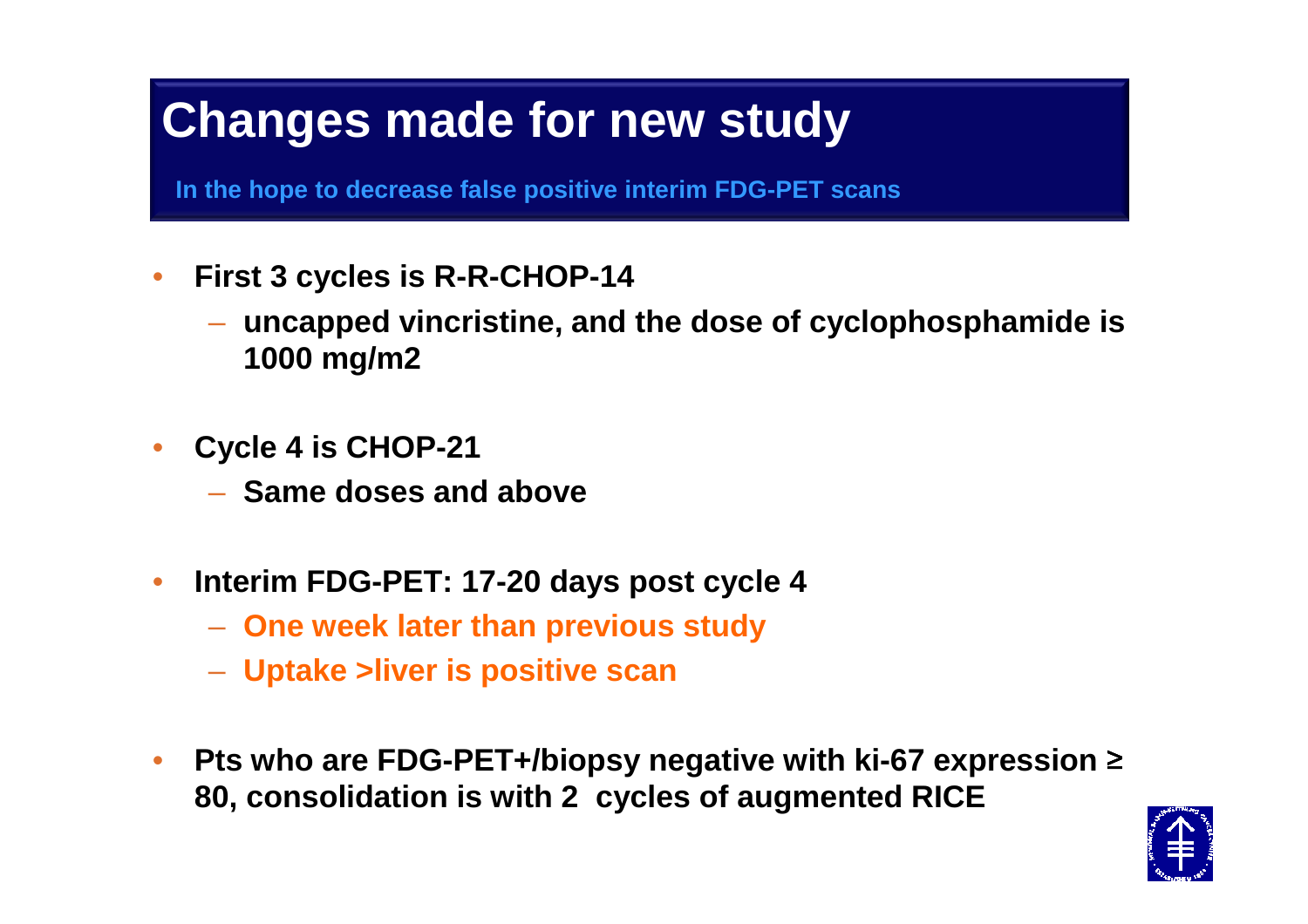# Changes made for new study

**In the hope to decrease false positive interim FDG-PET scans**

- **First 3 cycles is R-R-CHOP-14**
  - **uncapped vincristine, and the dose of cyclophosphamide is 1000 mg/m2**
- **Cycle 4 is CHOP-21**
  - **Same doses and above**
- **Interim FDG-PET: 17-20 days post cycle 4**
  - **One week later than previous study**
  - **Uptake >liver is positive scan**
- **Pts who are FDG-PET+/biopsy negative with ki-67 expression ≥ 80, consolidation is with 2 cycles of augmented RICE**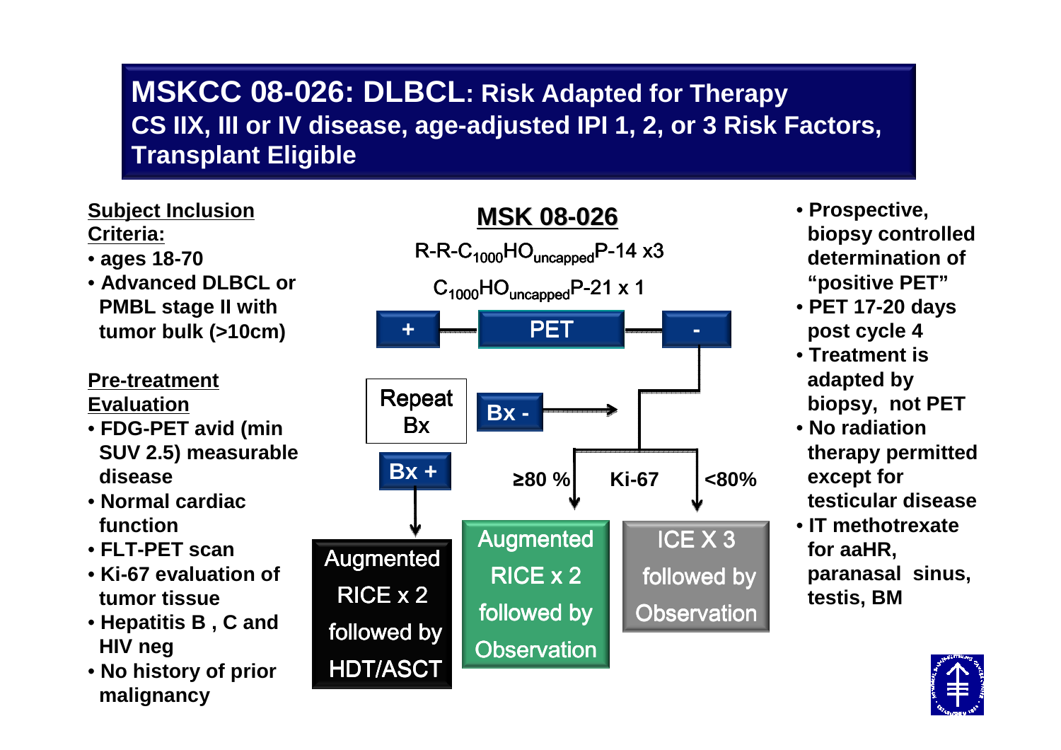# MSKCC 08-026: DLBCL: Risk Adapted for Therapy

## CS IIX, III or IV disease, age-adjusted IPI 1, 2, or 3 Risk Factors, Transplant Eligible

**Subject Inclusion Criteria:**

- ages 18-70
- Advanced DLBCL or PMBL stage II with tumor bulk (>10cm)

**Pre-treatment Evaluation**

- FDG-PET avid (min SUV 2.5) measurable disease
- Normal cardiac function
- FLT-PET scan
- Ki-67 evaluation of tumor tissue
- Hepatitis B , C and HIV neg
- No history of prior malignancy

**MSK 08-026**

R-R-$C_{1000}HO_{uncapped}P$-14 x3

$C_{1000}HO_{uncapped}P$-21 x 1

PET

- **+** → Repeat Bx
  - **Bx +** → Augmented RICE x 2 followed by HDT/ASCT
  - **Bx -** → Ki-67 (same as PET −)
- **-** → Ki-67
  - **≥80 %** → Augmented RICE x 2 followed by Observation
  - **<80%** → ICE X 3 followed by Observation

- Prospective, biopsy controlled determination of "positive PET"
- PET 17-20 days post cycle 4
- Treatment is adapted by biopsy, not PET
- No radiation therapy permitted except for testicular disease
- IT methotrexate for aaHR, paranasal sinus, testis, BM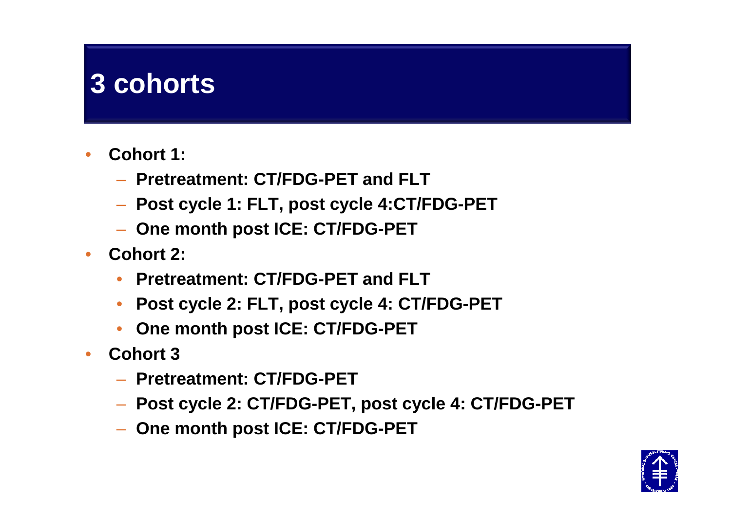# 3 cohorts

- **Cohort 1:**
  - **Pretreatment: CT/FDG-PET and FLT**
  - **Post cycle 1: FLT, post cycle 4:CT/FDG-PET**
  - **One month post ICE: CT/FDG-PET**
- **Cohort 2:**
  - **Pretreatment: CT/FDG-PET and FLT**
  - **Post cycle 2: FLT, post cycle 4: CT/FDG-PET**
  - **One month post ICE: CT/FDG-PET**
- **Cohort 3**
  - **Pretreatment: CT/FDG-PET**
  - **Post cycle 2: CT/FDG-PET, post cycle 4: CT/FDG-PET**
  - **One month post ICE: CT/FDG-PET**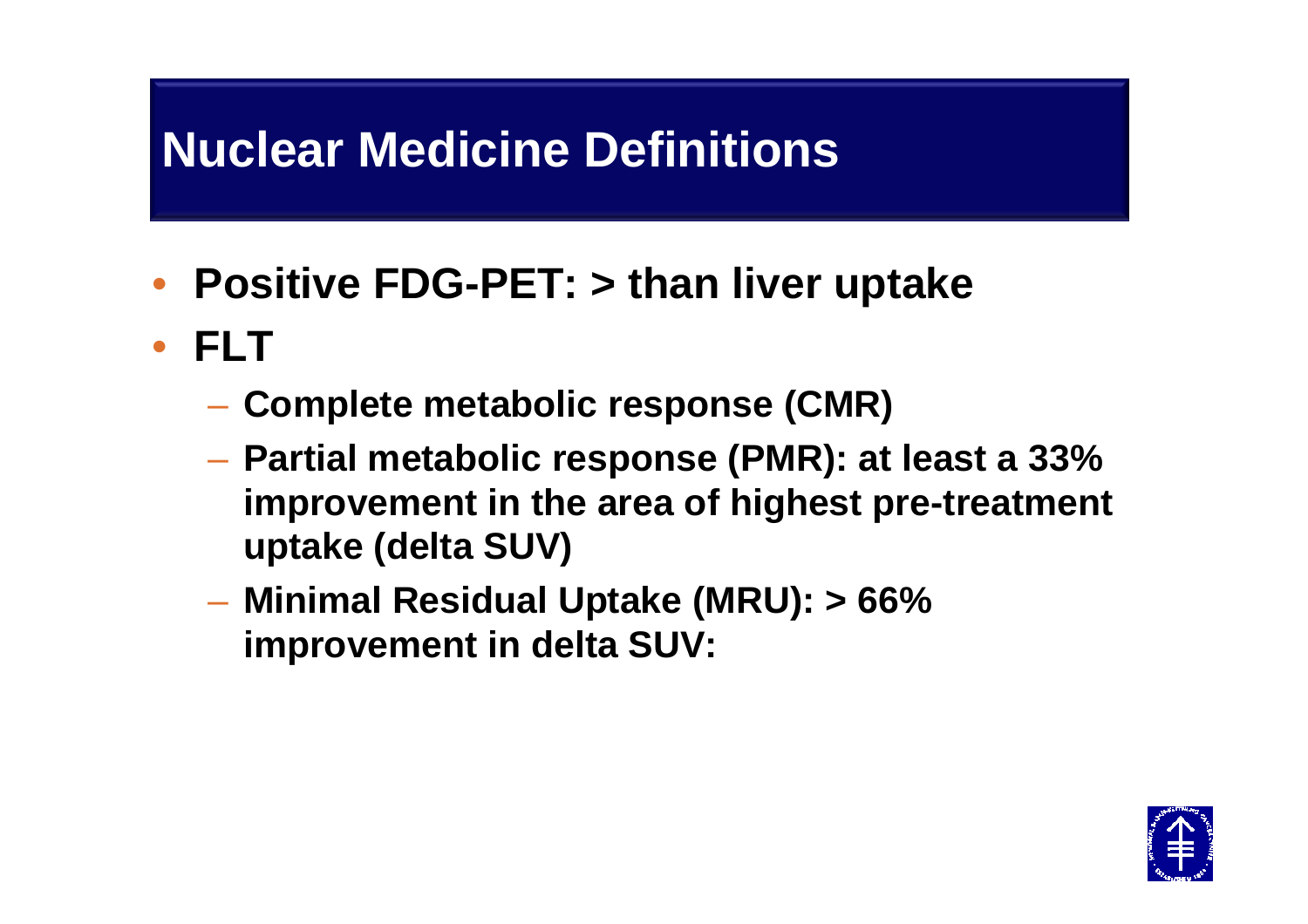# Nuclear Medicine Definitions

- **Positive FDG-PET: > than liver uptake**
- **FLT**
  - **Complete metabolic response (CMR)**
  - **Partial metabolic response (PMR): at least a 33% improvement in the area of highest pre-treatment uptake (delta SUV)**
  - **Minimal Residual Uptake (MRU): > 66% improvement in delta SUV:**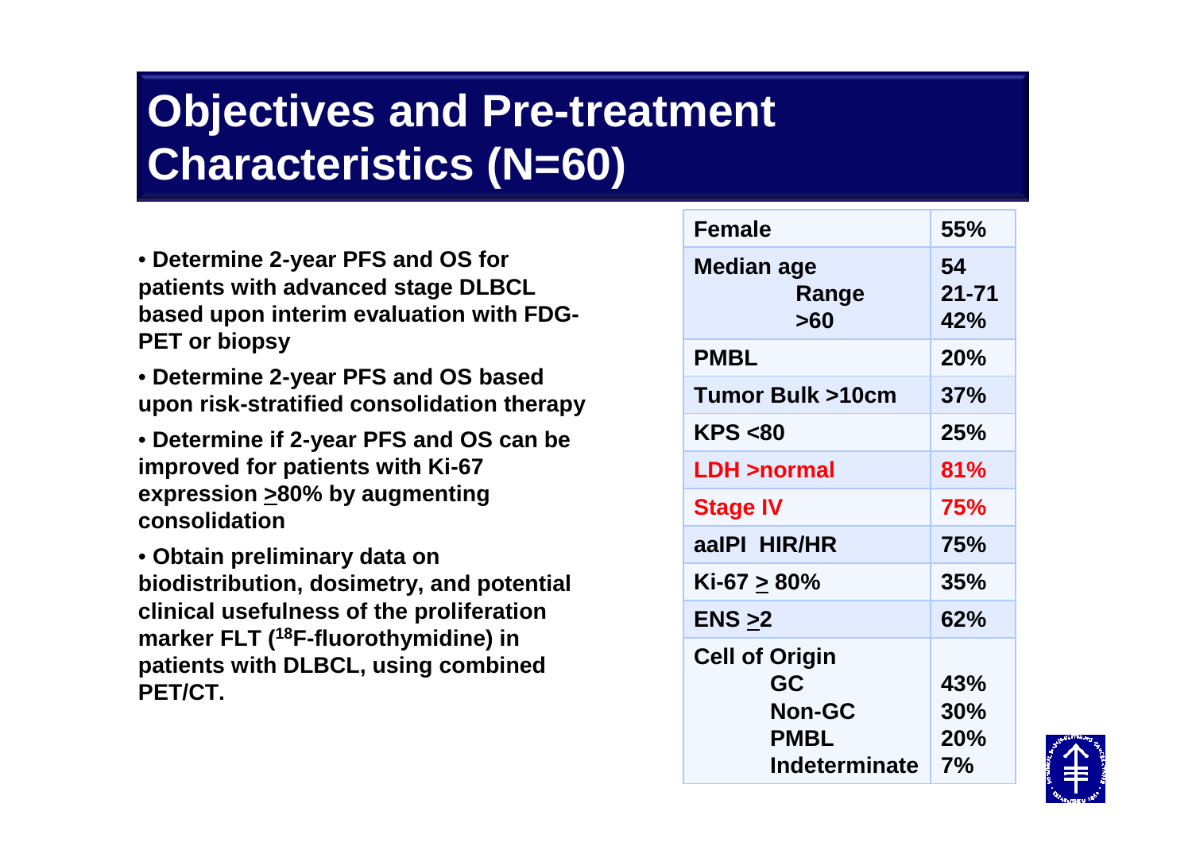# Objectives and Pre-treatment Characteristics (N=60)

- **Determine 2-year PFS and OS for patients with advanced stage DLBCL based upon interim evaluation with FDG-PET or biopsy**
- **Determine 2-year PFS and OS based upon risk-stratified consolidation therapy**
- **Determine if 2-year PFS and OS can be improved for patients with Ki-67 expression ≥80% by augmenting consolidation**
- **Obtain preliminary data on biodistribution, dosimetry, and potential clinical usefulness of the proliferation marker FLT ($^{18}$F-fluorothymidine) in patients with DLBCL, using combined PET/CT.**

| | |
|---|---|
| **Female** | **55%** |
| **Median age** | **54** |
| **Range** | **21-71** |
| **>60** | **42%** |
| **PMBL** | **20%** |
| **Tumor Bulk >10cm** | **37%** |
| **KPS <80** | **25%** |
| **LDH >normal** | **81%** |
| **Stage IV** | **75%** |
| **aaIPI HIR/HR** | **75%** |
| **Ki-67 ≥ 80%** | **35%** |
| **ENS ≥2** | **62%** |
| **Cell of Origin** | |
| **GC** | **43%** |
| **Non-GC** | **30%** |
| **PMBL** | **20%** |
| **Indeterminate** | **7%** |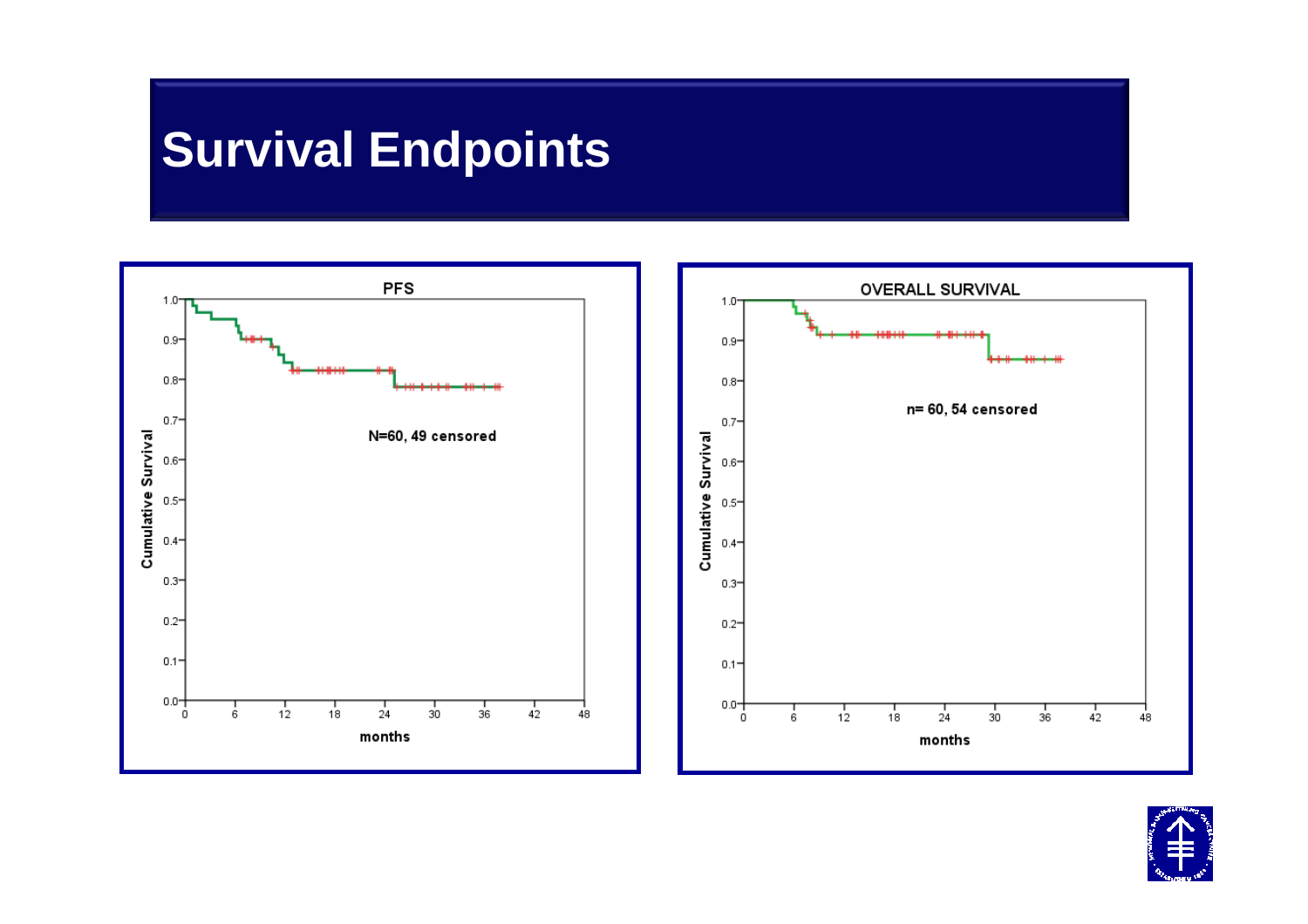# Survival Endpoints

**PFS**

N=60, 49 censored

Cumulative Survival (0.0–1.0) vs. months (0–48)

**OVERALL SURVIVAL**

n= 60, 54 censored

Cumulative Survival (0.0–1.0) vs. months (0–48)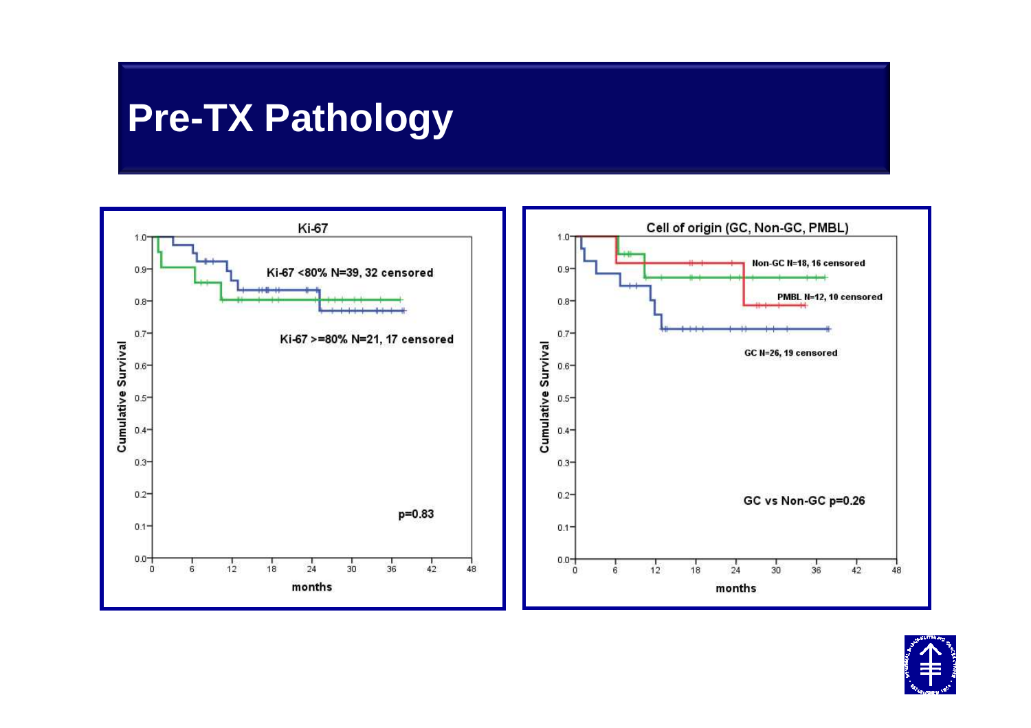# Pre-TX Pathology

**Ki-67**

Ki-67 <80% N=39, 32 censored

Ki-67 >=80% N=21, 17 censored

p=0.83

**Cell of origin (GC, Non-GC, PMBL)**

Non-GC N=18, 16 censored

PMBL N=12, 10 censored

GC N=26, 19 censored

GC vs Non-GC p=0.26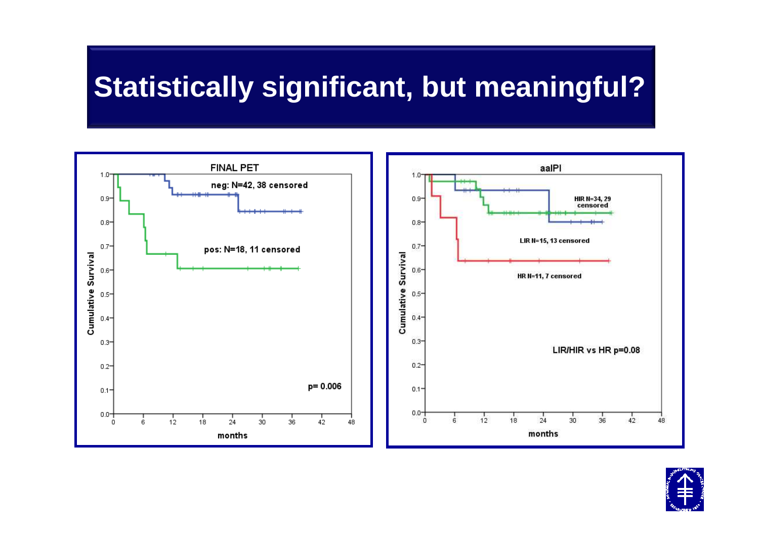# Statistically significant, but meaningful?

**FINAL PET**

- neg: N=42, 38 censored
- pos: N=18, 11 censored
- p= 0.006

Cumulative Survival vs. months

**aaIPI**

- HIR N=34, 29 censored
- LIR N=15, 13 censored
- HR N=11, 7 censored
- LIR/HIR vs HR p=0.08

Cumulative Survival vs. months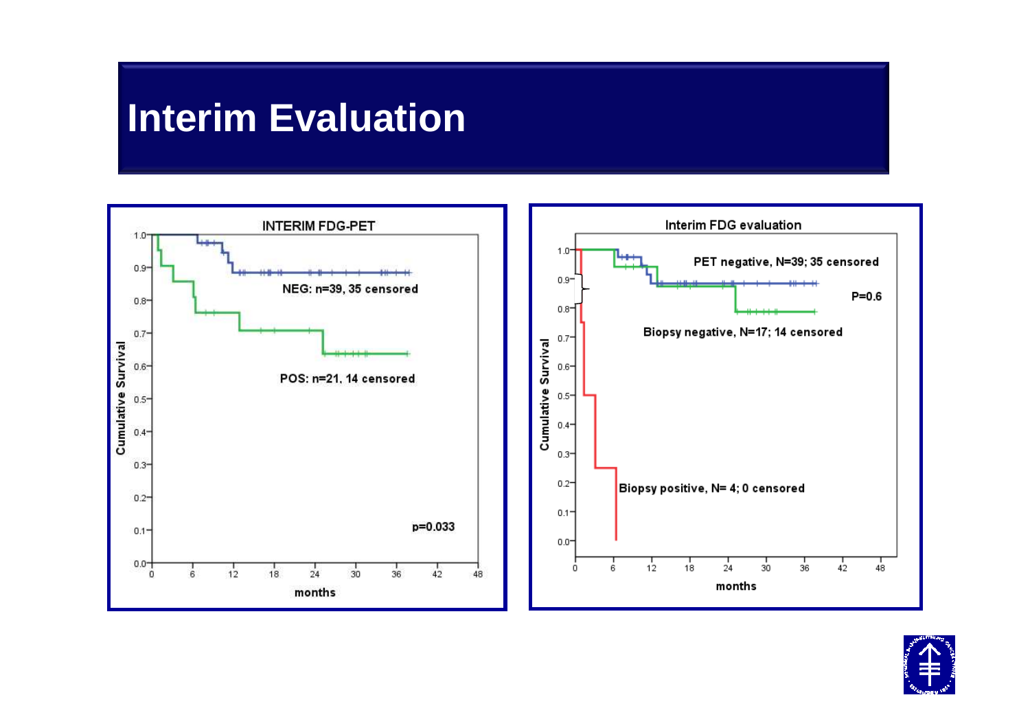# Interim Evaluation

**INTERIM FDG-PET**

NEG: n=39, 35 censored

POS: n=21, 14 censored

p=0.033

Cumulative Survival

months

**Interim FDG evaluation**

PET negative, N=39; 35 censored

P=0.6

Biopsy negative, N=17; 14 censored

Biopsy positive, N= 4; 0 censored

Cumulative Survival

months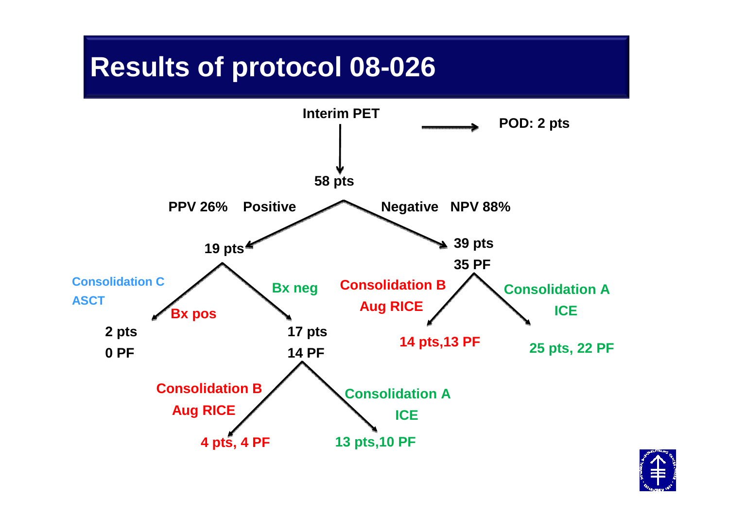# Results of protocol 08-026

- **Interim PET** → **POD: 2 pts**
- **Interim PET** → **58 pts**
  - **Positive** (PPV 26%) → **19 pts**
    - **Bx pos** → Consolidation C: ASCT → **2 pts, 0 PF**
    - **Bx neg** → **17 pts, 14 PF**
      - Consolidation B: Aug RICE → **4 pts, 4 PF**
      - Consolidation A: ICE → **13 pts, 10 PF**
  - **Negative** (NPV 88%) → **39 pts, 35 PF**
    - Consolidation B: Aug RICE → **14 pts, 13 PF**
    - Consolidation A: ICE → **25 pts, 22 PF**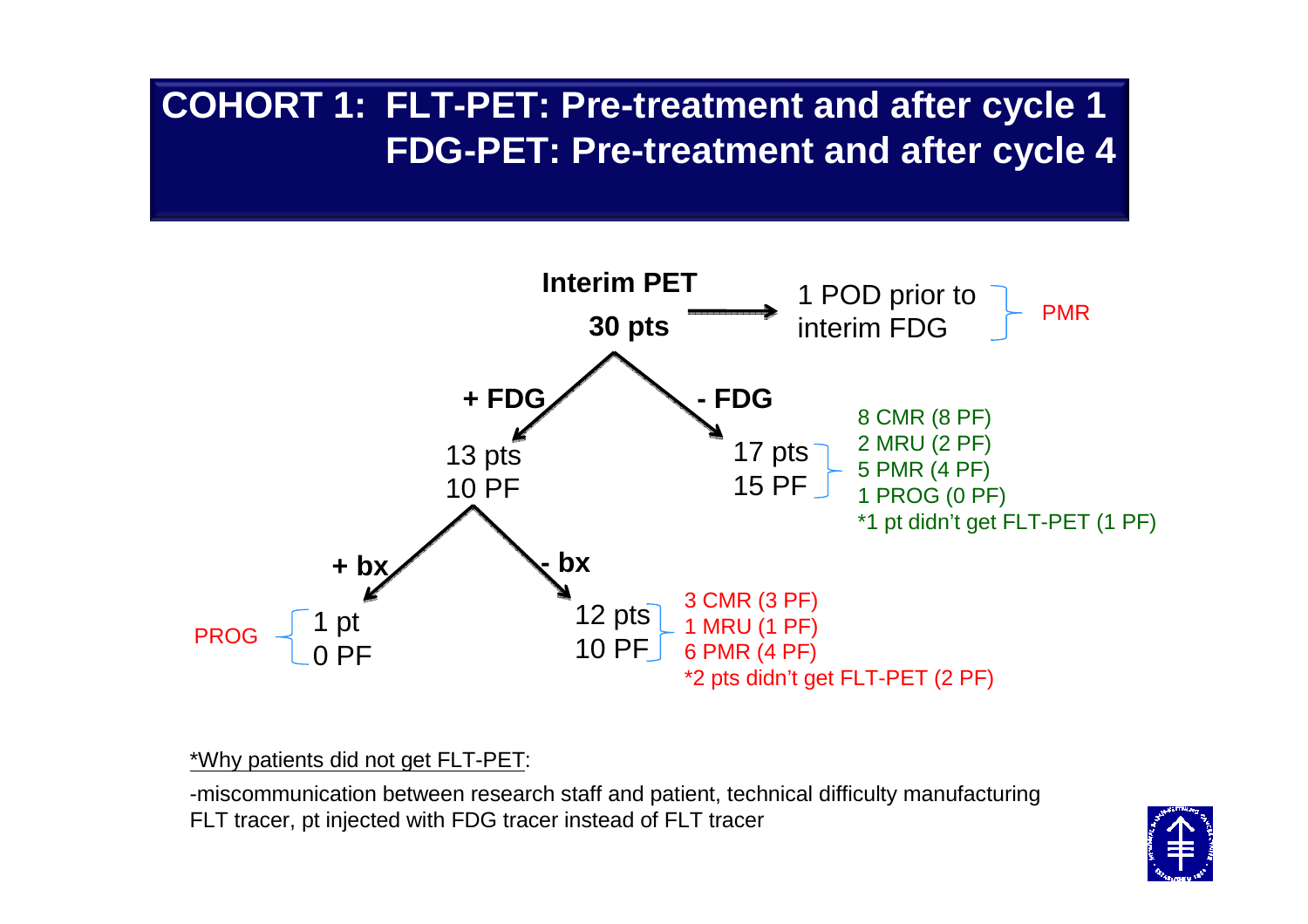# COHORT 1: FLT-PET: Pre-treatment and after cycle 1
# FDG-PET: Pre-treatment and after cycle 4

**Interim PET**
**30 pts** → 1 POD prior to interim FDG — PMR

**+ FDG** → 13 pts, 10 PF

- **+ bx** → 1 pt, 0 PF — PROG
- **- bx** → 12 pts, 10 PF
  - 3 CMR (3 PF)
  - 1 MRU (1 PF)
  - 6 PMR (4 PF)
  - *2 pts didn't get FLT-PET (2 PF)

**- FDG** → 17 pts, 15 PF
- 8 CMR (8 PF)
- 2 MRU (2 PF)
- 5 PMR (4 PF)
- 1 PROG (0 PF)
- *1 pt didn't get FLT-PET (1 PF)

*Why patients did not get FLT-PET:

-miscommunication between research staff and patient, technical difficulty manufacturing FLT tracer, pt injected with FDG tracer instead of FLT tracer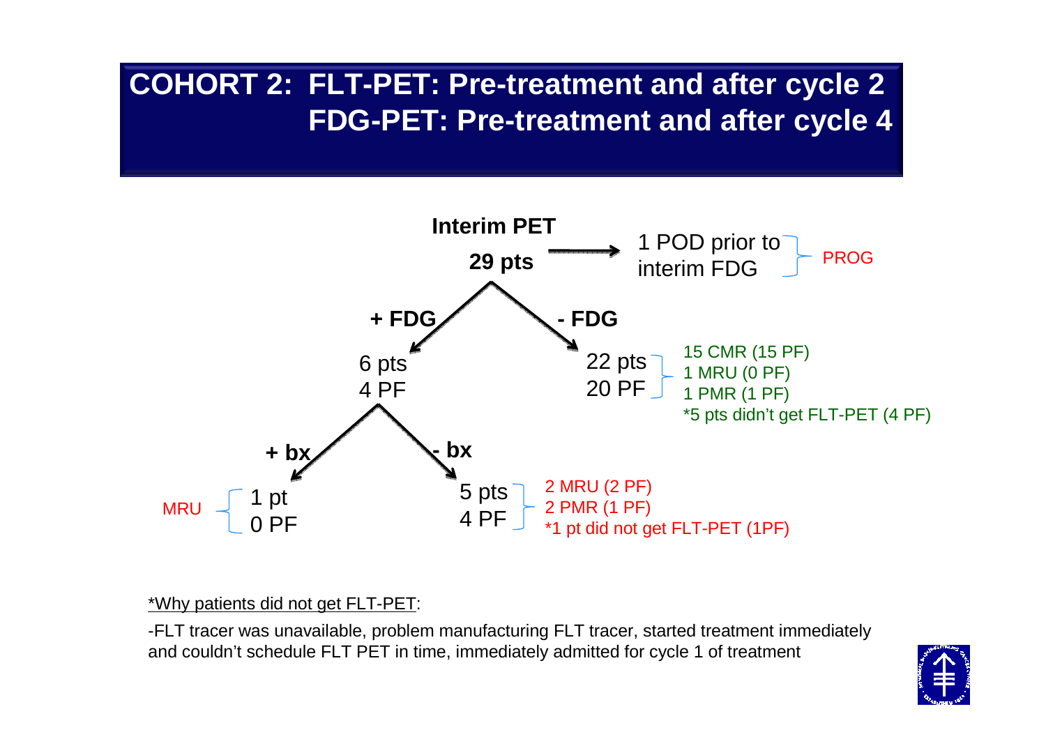# COHORT 2: FLT-PET: Pre-treatment and after cycle 2
# FDG-PET: Pre-treatment and after cycle 4

**Interim PET**

**29 pts** → 1 POD prior to interim FDG — PROG

**+ FDG** → 6 pts, 4 PF

- **+ bx** → 1 pt, 0 PF — MRU
- **- bx** → 5 pts, 4 PF
  - 2 MRU (2 PF)
  - 2 PMR (1 PF)
  - *1 pt did not get FLT-PET (1PF)

**- FDG** → 22 pts, 20 PF

- 15 CMR (15 PF)
- 1 MRU (0 PF)
- 1 PMR (1 PF)
- *5 pts didn't get FLT-PET (4 PF)

*Why patients did not get FLT-PET:

-FLT tracer was unavailable, problem manufacturing FLT tracer, started treatment immediately and couldn't schedule FLT PET in time, immediately admitted for cycle 1 of treatment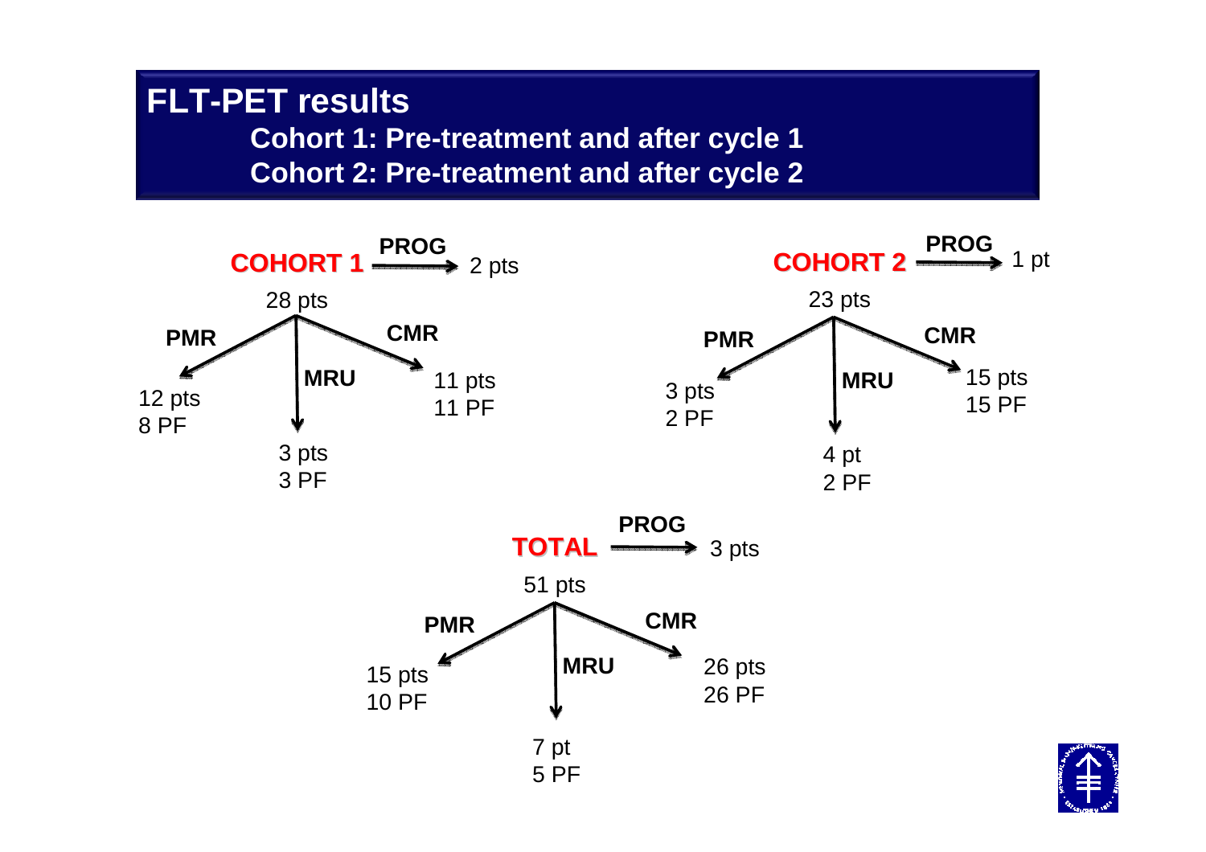# FLT-PET results

**Cohort 1: Pre-treatment and after cycle 1**

**Cohort 2: Pre-treatment and after cycle 2**

**COHORT 1** — **PROG** → 2 pts

28 pts

- **PMR**: 12 pts, 8 PF
- **MRU**: 3 pts, 3 PF
- **CMR**: 11 pts, 11 PF

**COHORT 2** — **PROG** → 1 pt

23 pts

- **PMR**: 3 pts, 2 PF
- **MRU**: 4 pt, 2 PF
- **CMR**: 15 pts, 15 PF

**TOTAL** — **PROG** → 3 pts

51 pts

- **PMR**: 15 pts, 10 PF
- **MRU**: 7 pt, 5 PF
- **CMR**: 26 pts, 26 PF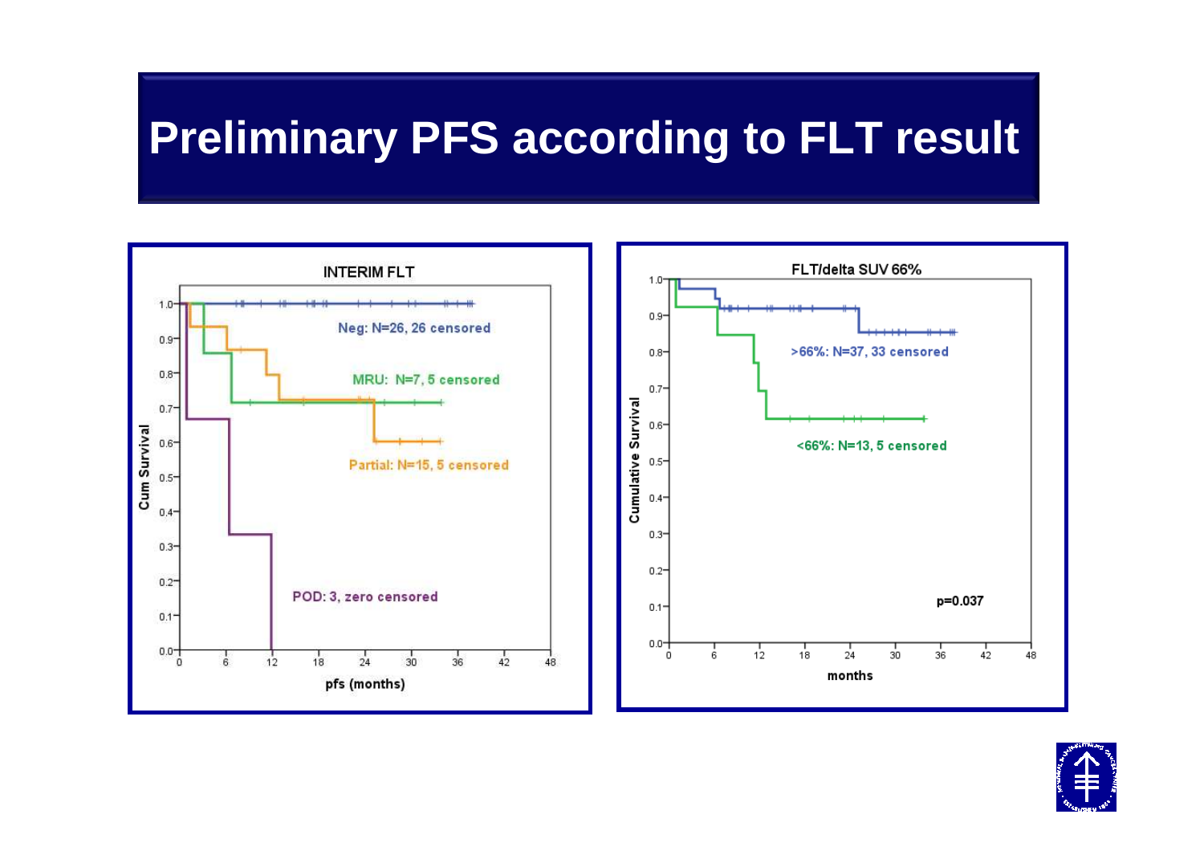# Preliminary PFS according to FLT result

**INTERIM FLT**

Cum Survival vs. pfs (months)

- Neg: N=26, 26 censored
- MRU: N=7, 5 censored
- Partial: N=15, 5 censored
- POD: 3, zero censored

**FLT/delta SUV 66%**

Cumulative Survival vs. months

- >66%: N=37, 33 censored
- <66%: N=13, 5 censored

p=0.037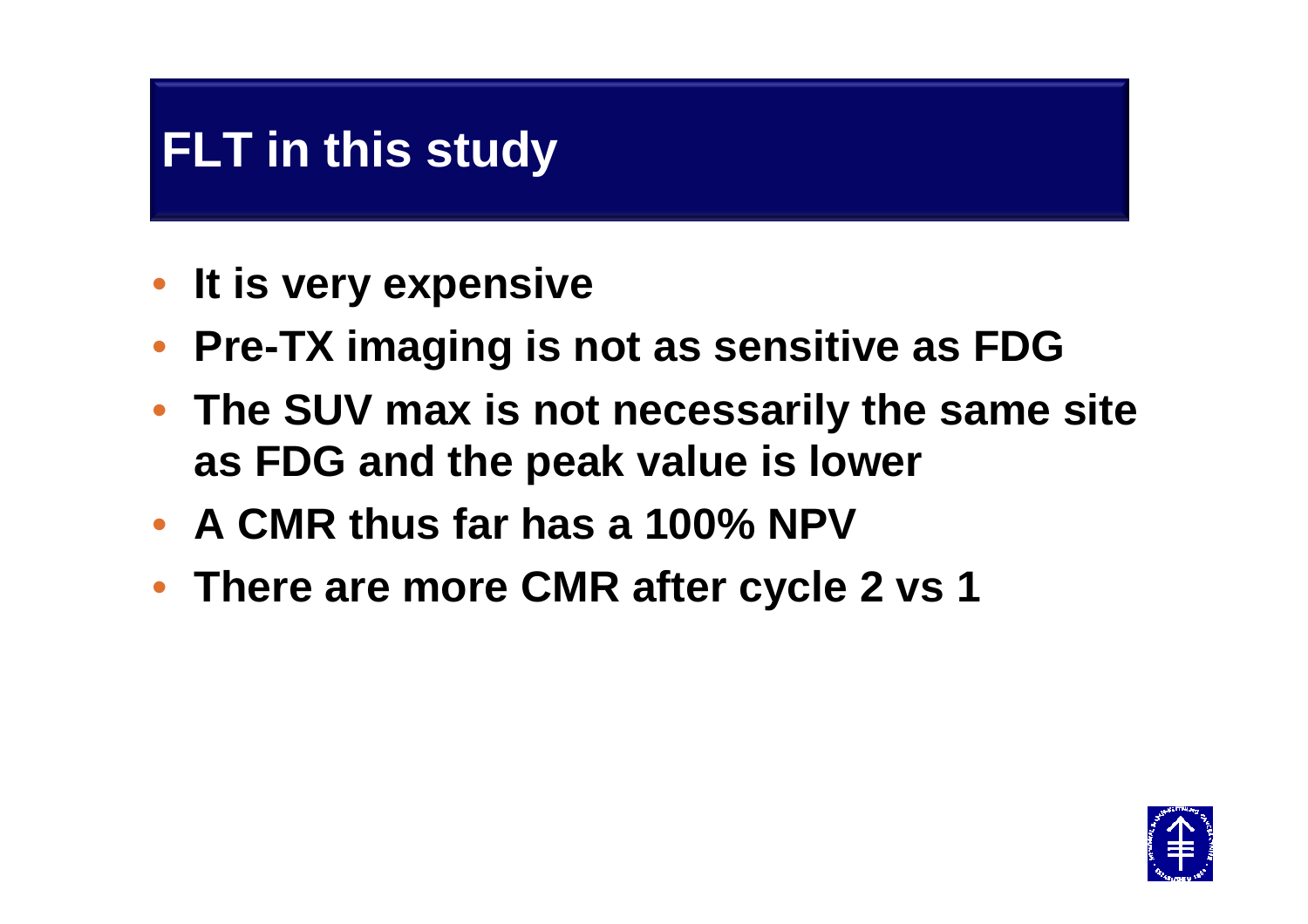# FLT in this study

- It is very expensive
- Pre-TX imaging is not as sensitive as FDG
- The SUV max is not necessarily the same site as FDG and the peak value is lower
- A CMR thus far has a 100% NPV
- There are more CMR after cycle 2 vs 1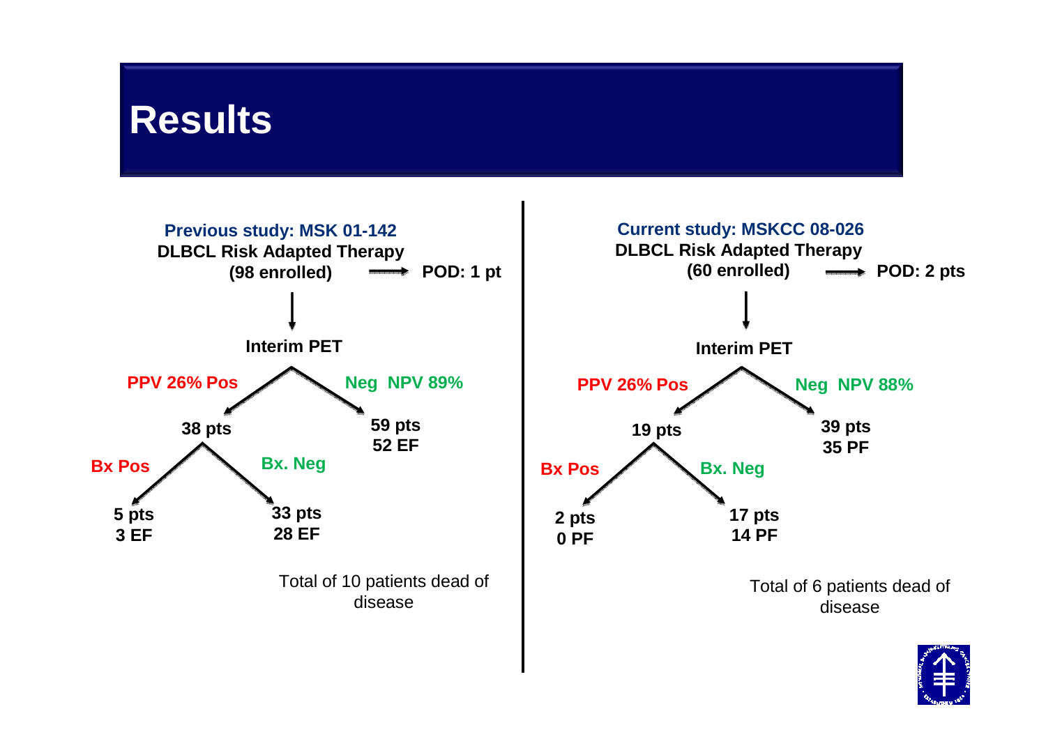# Results

## Previous study: MSK 01-142

**DLBCL Risk Adapted Therapy**
**(98 enrolled)** → **POD: 1 pt**

↓

**Interim PET**

- **PPV 26% Pos** → **38 pts**
  - **Bx Pos** → **5 pts, 3 EF**
  - **Bx. Neg** → **33 pts, 28 EF**
- **Neg NPV 89%** → **59 pts, 52 EF**

Total of 10 patients dead of disease

## Current study: MSKCC 08-026

**DLBCL Risk Adapted Therapy**
**(60 enrolled)** → **POD: 2 pts**

↓

**Interim PET**

- **PPV 26% Pos** → **19 pts**
  - **Bx Pos** → **2 pts, 0 PF**
  - **Bx. Neg** → **17 pts, 14 PF**
- **Neg NPV 88%** → **39 pts, 35 PF**

Total of 6 patients dead of disease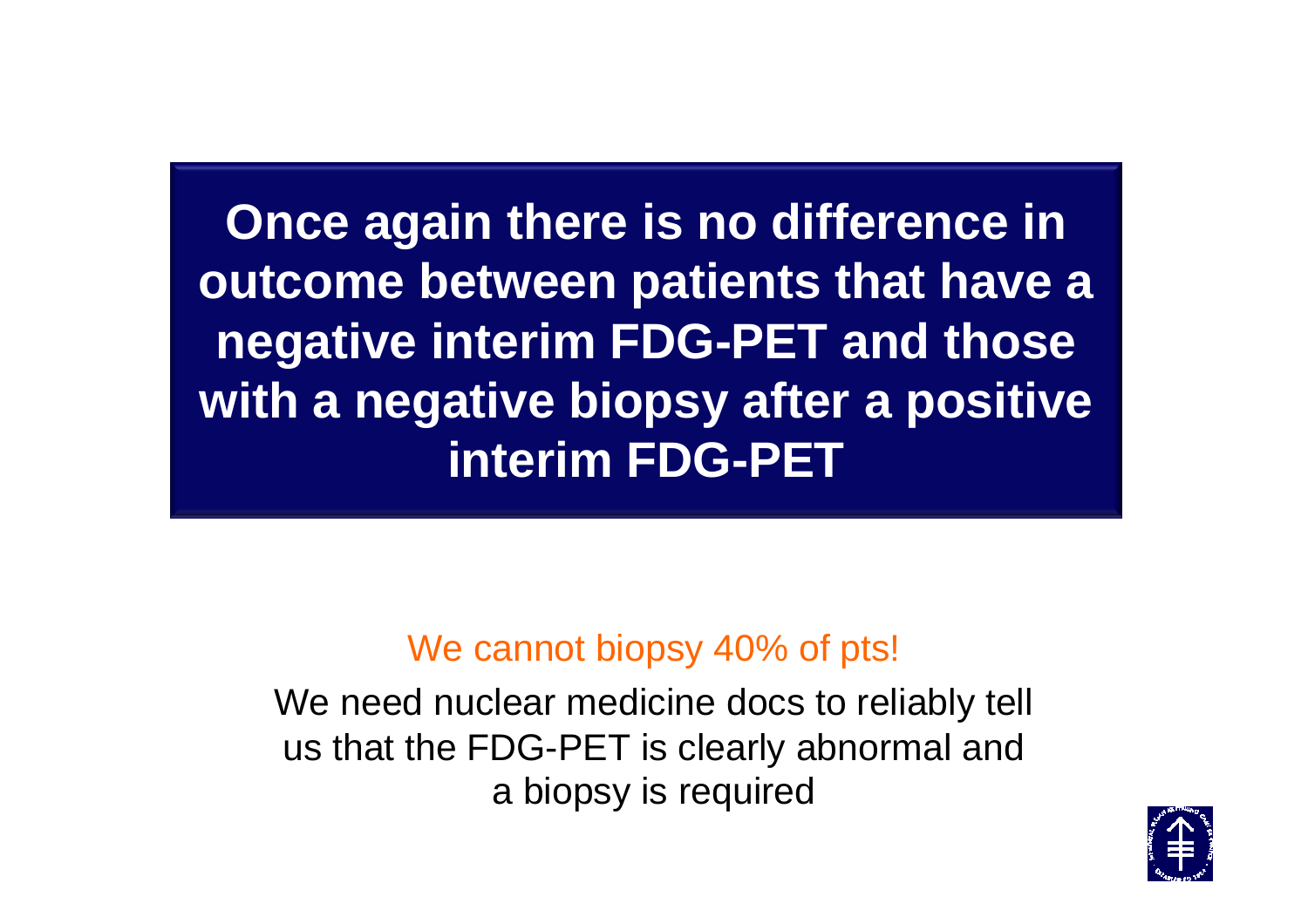**Once again there is no difference in outcome between patients that have a negative interim FDG-PET and those with a negative biopsy after a positive interim FDG-PET**

We cannot biopsy 40% of pts!

We need nuclear medicine docs to reliably tell us that the FDG-PET is clearly abnormal and a biopsy is required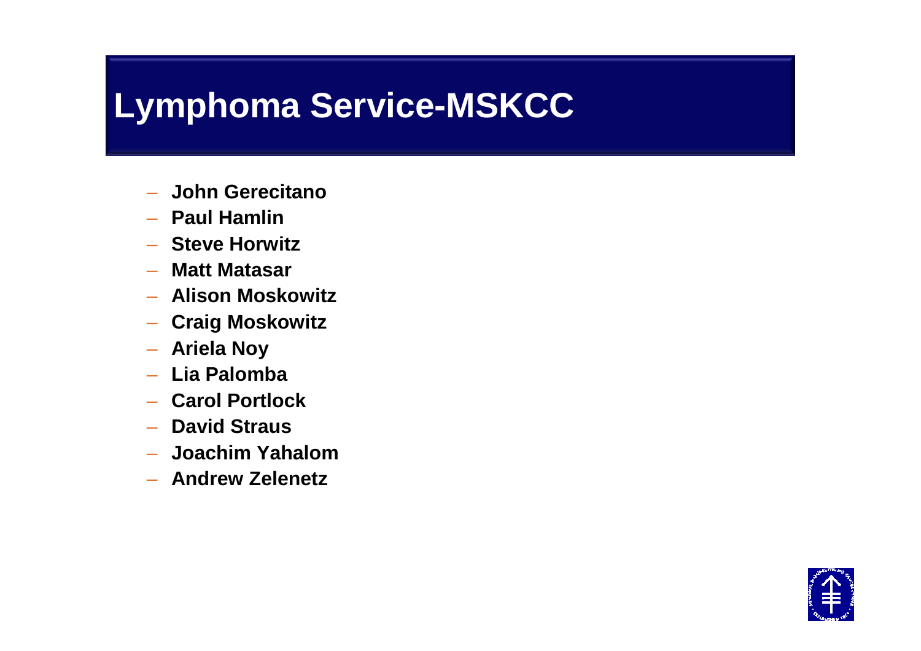# Lymphoma Service-MSKCC

- John Gerecitano
- Paul Hamlin
- Steve Horwitz
- Matt Matasar
- Alison Moskowitz
- Craig Moskowitz
- Ariela Noy
- Lia Palomba
- Carol Portlock
- David Straus
- Joachim Yahalom
- Andrew Zelenetz